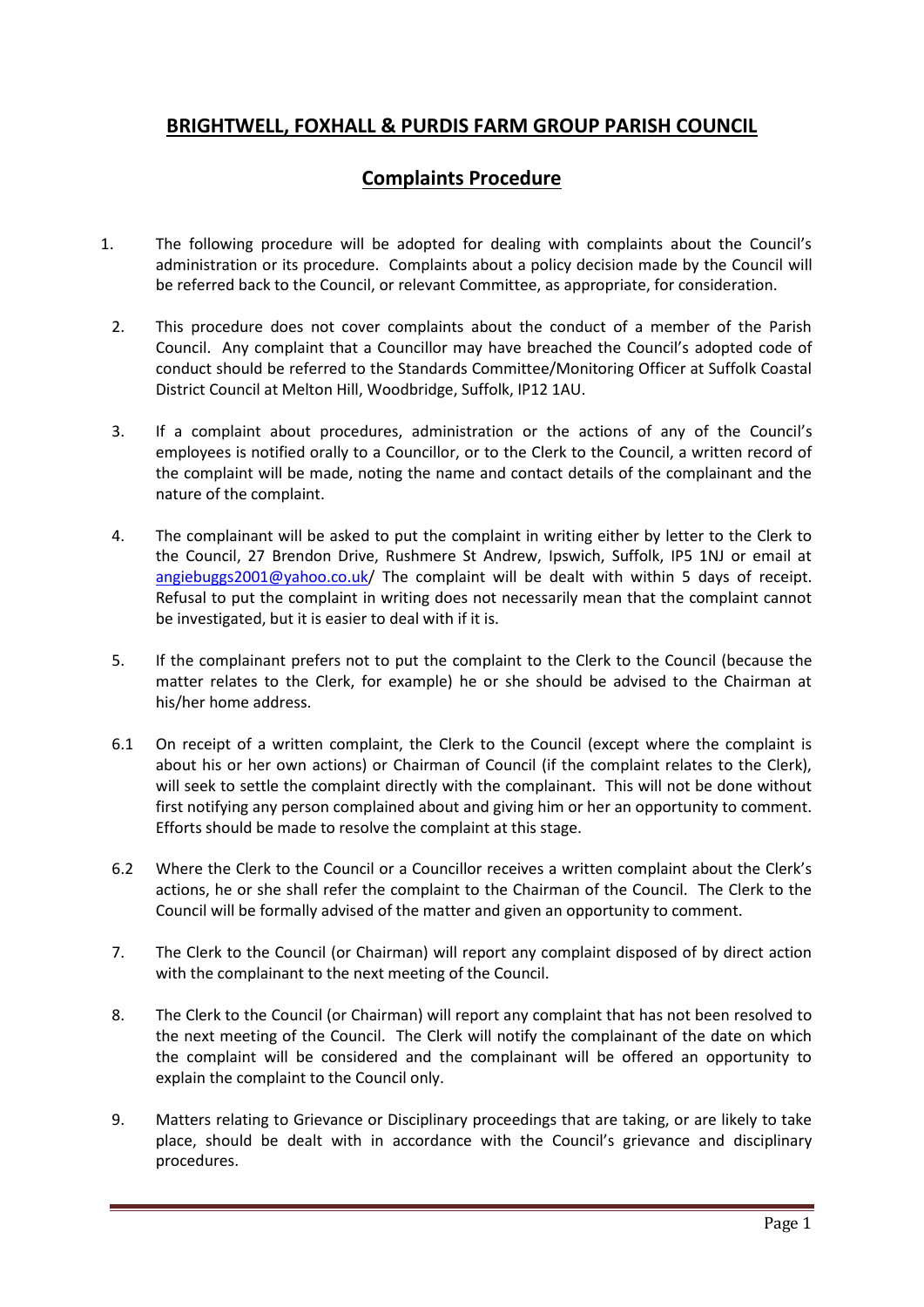# BRIGHTWELL, FOXHALL & PURDIS FARM GROUP PARISH COUNCIL

## Complaints Procedure

1. The following procedure will be adopted for dealing with complaints about the Council's administration or its procedure. Complaints about a policy decision made by the Council will be referred back to the Council, or relevant Committee, as appropriate, for consideration.

2. This procedure does not cover complaints about the conduct of a member of the Parish Council. Any complaint that a Councillor may have breached the Council's adopted code of conduct should be referred to the Standards Committee/Monitoring Officer at Suffolk Coastal District Council at Melton Hill, Woodbridge, Suffolk, IP12 1AU.

3. If a complaint about procedures, administration or the actions of any of the Council's employees is notified orally to a Councillor, or to the Clerk to the Council, a written record of the complaint will be made, noting the name and contact details of the complainant and the nature of the complaint.

4. The complainant will be asked to put the complaint in writing either by letter to the Clerk to the Council, 27 Brendon Drive, Rushmere St Andrew, Ipswich, Suffolk, IP5 1NJ or email at angiebuggs2001@yahoo.co.uk/ The complaint will be dealt with within 5 days of receipt. Refusal to put the complaint in writing does not necessarily mean that the complaint cannot be investigated, but it is easier to deal with if it is.

5. If the complainant prefers not to put the complaint to the Clerk to the Council (because the matter relates to the Clerk, for example) he or she should be advised to the Chairman at his/her home address.

6.1 On receipt of a written complaint, the Clerk to the Council (except where the complaint is about his or her own actions) or Chairman of Council (if the complaint relates to the Clerk), will seek to settle the complaint directly with the complainant. This will not be done without first notifying any person complained about and giving him or her an opportunity to comment. Efforts should be made to resolve the complaint at this stage.

6.2 Where the Clerk to the Council or a Councillor receives a written complaint about the Clerk's actions, he or she shall refer the complaint to the Chairman of the Council. The Clerk to the Council will be formally advised of the matter and given an opportunity to comment.

7. The Clerk to the Council (or Chairman) will report any complaint disposed of by direct action with the complainant to the next meeting of the Council.

8. The Clerk to the Council (or Chairman) will report any complaint that has not been resolved to the next meeting of the Council. The Clerk will notify the complainant of the date on which the complaint will be considered and the complainant will be offered an opportunity to explain the complaint to the Council only.

9. Matters relating to Grievance or Disciplinary proceedings that are taking, or are likely to take place, should be dealt with in accordance with the Council's grievance and disciplinary procedures.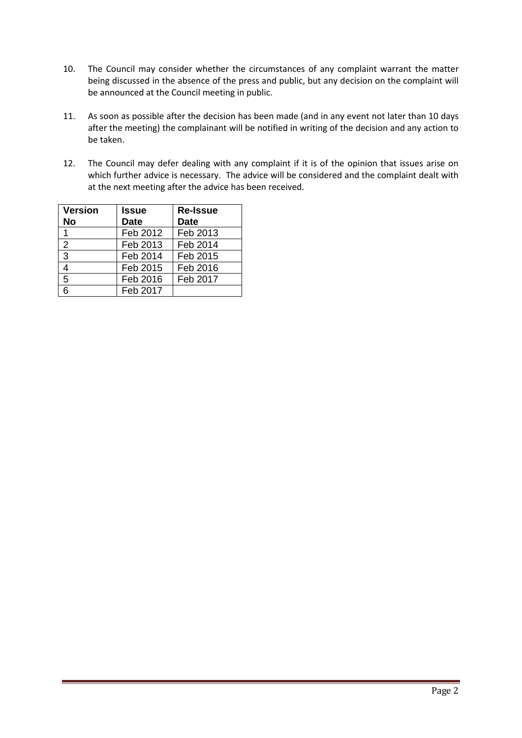10. The Council may consider whether the circumstances of any complaint warrant the matter being discussed in the absence of the press and public, but any decision on the complaint will be announced at the Council meeting in public.

11. As soon as possible after the decision has been made (and in any event not later than 10 days after the meeting) the complainant will be notified in writing of the decision and any action to be taken.

12. The Council may defer dealing with any complaint if it is of the opinion that issues arise on which further advice is necessary. The advice will be considered and the complaint dealt with at the next meeting after the advice has been received.

| Version No | Issue Date | Re-Issue Date |
|---|---|---|
| 1 | Feb 2012 | Feb 2013 |
| 2 | Feb 2013 | Feb 2014 |
| 3 | Feb 2014 | Feb 2015 |
| 4 | Feb 2015 | Feb 2016 |
| 5 | Feb 2016 | Feb 2017 |
| 6 | Feb 2017 | |